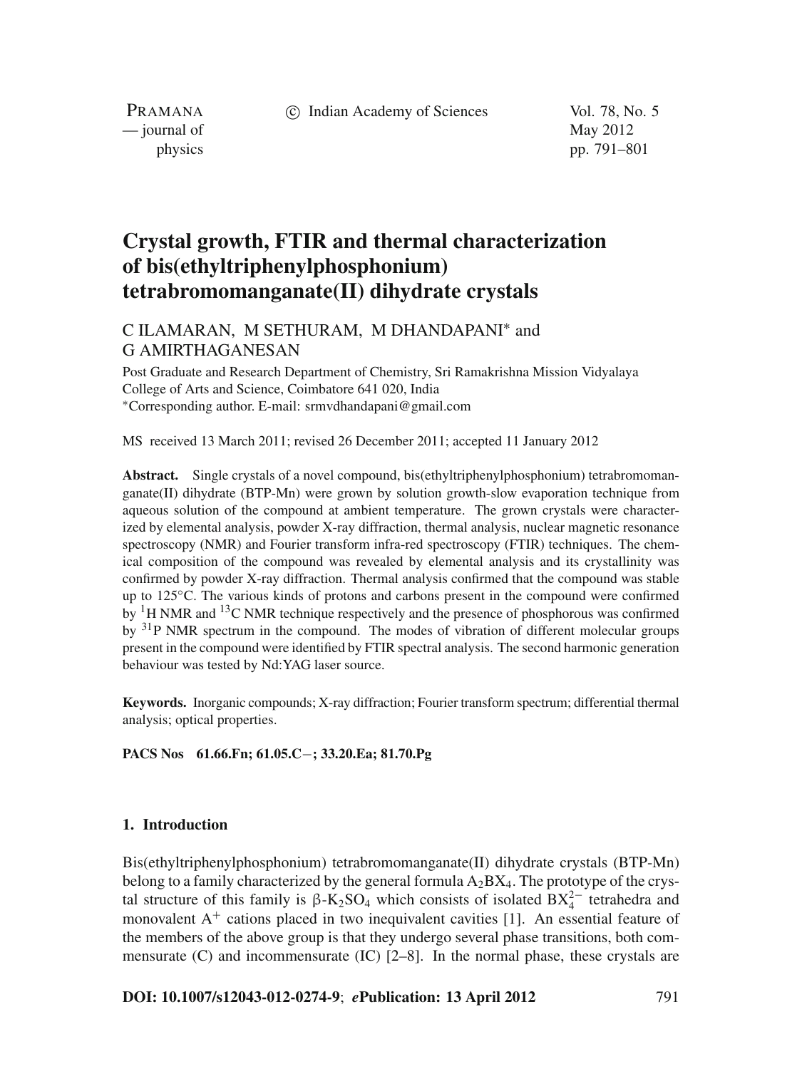# Crystal growth, FTIR and thermal characterization of bis(ethyltriphenylphosphonium) tetrabromomanganate(II) dihydrate crystals

C ILAMARAN, M SETHURAM, M DHANDAPANI* and G AMIRTHAGANESAN

Post Graduate and Research Department of Chemistry, Sri Ramakrishna Mission Vidyalaya College of Arts and Science, Coimbatore 641 020, India

*Corresponding author. E-mail: srmvdhandapani@gmail.com

MS received 13 March 2011; revised 26 December 2011; accepted 11 January 2012

**Abstract.** Single crystals of a novel compound, bis(ethyltriphenylphosphonium) tetrabromomanganate(II) dihydrate (BTP-Mn) were grown by solution growth-slow evaporation technique from aqueous solution of the compound at ambient temperature. The grown crystals were characterized by elemental analysis, powder X-ray diffraction, thermal analysis, nuclear magnetic resonance spectroscopy (NMR) and Fourier transform infra-red spectroscopy (FTIR) techniques. The chemical composition of the compound was revealed by elemental analysis and its crystallinity was confirmed by powder X-ray diffraction. Thermal analysis confirmed that the compound was stable up to 125°C. The various kinds of protons and carbons present in the compound were confirmed by $^{1}H$ NMR and $^{13}C$ NMR technique respectively and the presence of phosphorous was confirmed by $^{31}P$ NMR spectrum in the compound. The modes of vibration of different molecular groups present in the compound were identified by FTIR spectral analysis. The second harmonic generation behaviour was tested by Nd:YAG laser source.

**Keywords.** Inorganic compounds; X-ray diffraction; Fourier transform spectrum; differential thermal analysis; optical properties.

**PACS Nos 61.66.Fn; 61.05.C−; 33.20.Ea; 81.70.Pg**

## 1. Introduction

Bis(ethyltriphenylphosphonium) tetrabromomanganate(II) dihydrate crystals (BTP-Mn) belong to a family characterized by the general formula $A_2BX_4$. The prototype of the crystal structure of this family is $\beta$-$K_2SO_4$ which consists of isolated $BX_4^{2-}$ tetrahedra and monovalent $A^+$ cations placed in two inequivalent cavities [1]. An essential feature of the members of the above group is that they undergo several phase transitions, both commensurate (C) and incommensurate (IC) [2–8]. In the normal phase, these crystals are

**DOI: 10.1007/s12043-012-0274-9**; ***e*Publication: 13 April 2012**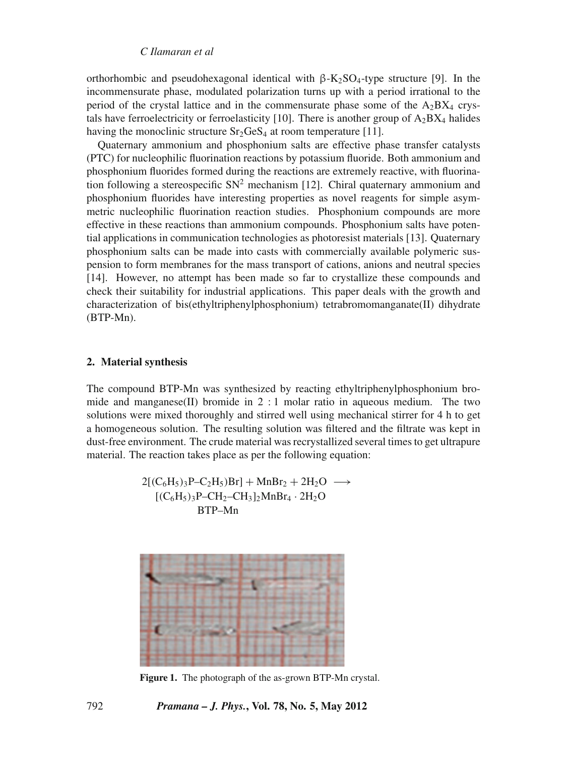orthorhombic and pseudohexagonal identical with β-$K_2SO_4$-type structure [9]. In the incommensurate phase, modulated polarization turns up with a period irrational to the period of the crystal lattice and in the commensurate phase some of the $A_2BX_4$ crystals have ferroelectricity or ferroelasticity [10]. There is another group of $A_2BX_4$ halides having the monoclinic structure $Sr_2GeS_4$ at room temperature [11].

Quaternary ammonium and phosphonium salts are effective phase transfer catalysts (PTC) for nucleophilic fluorination reactions by potassium fluoride. Both ammonium and phosphonium fluorides formed during the reactions are extremely reactive, with fluorination following a stereospecific $SN^2$ mechanism [12]. Chiral quaternary ammonium and phosphonium fluorides have interesting properties as novel reagents for simple asymmetric nucleophilic fluorination reaction studies. Phosphonium compounds are more effective in these reactions than ammonium compounds. Phosphonium salts have potential applications in communication technologies as photoresist materials [13]. Quaternary phosphonium salts can be made into casts with commercially available polymeric suspension to form membranes for the mass transport of cations, anions and neutral species [14]. However, no attempt has been made so far to crystallize these compounds and check their suitability for industrial applications. This paper deals with the growth and characterization of bis(ethyltriphenylphosphonium) tetrabromomanganate(II) dihydrate (BTP-Mn).

## 2. Material synthesis

The compound BTP-Mn was synthesized by reacting ethyltriphenylphosphonium bromide and manganese(II) bromide in 2 : 1 molar ratio in aqueous medium. The two solutions were mixed thoroughly and stirred well using mechanical stirrer for 4 h to get a homogeneous solution. The resulting solution was filtered and the filtrate was kept in dust-free environment. The crude material was recrystallized several times to get ultrapure material. The reaction takes place as per the following equation:

$$2[(C_6H_5)_3P\text{–}C_2H_5)Br] + MnBr_2 + 2H_2O \longrightarrow [(C_6H_5)_3P\text{–}CH_2\text{–}CH_3]_2MnBr_4 \cdot 2H_2O$$

BTP–Mn

**Figure 1.** The photograph of the as-grown BTP-Mn crystal.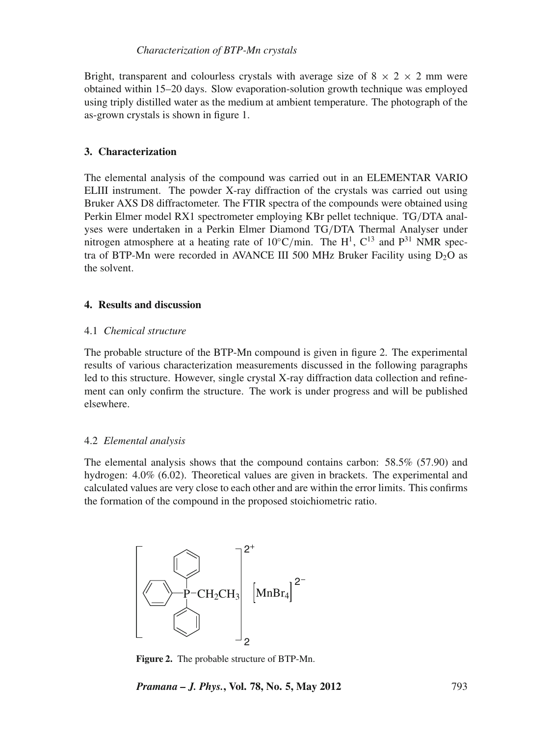*Characterization of BTP-Mn crystals*

Bright, transparent and colourless crystals with average size of $8 \times 2 \times 2$ mm were obtained within 15–20 days. Slow evaporation-solution growth technique was employed using triply distilled water as the medium at ambient temperature. The photograph of the as-grown crystals is shown in figure 1.

## 3. Characterization

The elemental analysis of the compound was carried out in an ELEMENTAR VARIO ELIII instrument. The powder X-ray diffraction of the crystals was carried out using Bruker AXS D8 diffractometer. The FTIR spectra of the compounds were obtained using Perkin Elmer model RX1 spectrometer employing KBr pellet technique. TG/DTA analyses were undertaken in a Perkin Elmer Diamond TG/DTA Thermal Analyser under nitrogen atmosphere at a heating rate of 10°C/min. The $H^1$, $C^{13}$ and $P^{31}$ NMR spectra of BTP-Mn were recorded in AVANCE III 500 MHz Bruker Facility using $D_2O$ as the solvent.

## 4. Results and discussion

### 4.1 *Chemical structure*

The probable structure of the BTP-Mn compound is given in figure 2. The experimental results of various characterization measurements discussed in the following paragraphs led to this structure. However, single crystal X-ray diffraction data collection and refinement can only confirm the structure. The work is under progress and will be published elsewhere.

### 4.2 *Elemental analysis*

The elemental analysis shows that the compound contains carbon: 58.5% (57.90) and hydrogen: 4.0% (6.02). Theoretical values are given in brackets. The experimental and calculated values are very close to each other and are within the error limits. This confirms the formation of the compound in the proposed stoichiometric ratio.

$$\left[ (C_6H_5)_3P{-}CH_2CH_3 \right]^{2+}_2 \left[ MnBr_4 \right]^{2-}$$

**Figure 2.** The probable structure of BTP-Mn.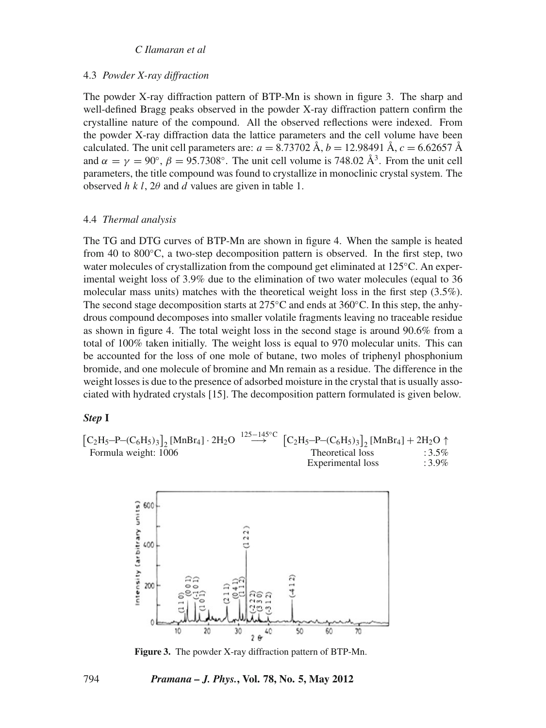### 4.3 *Powder X-ray diffraction*

The powder X-ray diffraction pattern of BTP-Mn is shown in figure 3. The sharp and well-defined Bragg peaks observed in the powder X-ray diffraction pattern confirm the crystalline nature of the compound. All the observed reflections were indexed. From the powder X-ray diffraction data the lattice parameters and the cell volume have been calculated. The unit cell parameters are: $a = 8.73702$ Å, $b = 12.98491$ Å, $c = 6.62657$ Å and $\alpha = \gamma = 90^\circ$, $\beta = 95.7308^\circ$. The unit cell volume is 748.02 Å$^3$. From the unit cell parameters, the title compound was found to crystallize in monoclinic crystal system. The observed $h\ k\ l$, $2\theta$ and $d$ values are given in table 1.

### 4.4 *Thermal analysis*

The TG and DTG curves of BTP-Mn are shown in figure 4. When the sample is heated from 40 to 800°C, a two-step decomposition pattern is observed. In the first step, two water molecules of crystallization from the compound get eliminated at 125°C. An experimental weight loss of 3.9% due to the elimination of two water molecules (equal to 36 molecular mass units) matches with the theoretical weight loss in the first step (3.5%). The second stage decomposition starts at 275°C and ends at 360°C. In this step, the anhydrous compound decomposes into smaller volatile fragments leaving no traceable residue as shown in figure 4. The total weight loss in the second stage is around 90.6% from a total of 100% taken initially. The weight loss is equal to 970 molecular units. This can be accounted for the loss of one mole of butane, two moles of triphenyl phosphonium bromide, and one molecule of bromine and Mn remain as a residue. The difference in the weight losses is due to the presence of adsorbed moisture in the crystal that is usually associated with hydrated crystals [15]. The decomposition pattern formulated is given below.

***Step* I**

$$\left[C_2H_5\text{–}P\text{–}(C_6H_5)_3\right]_2[MnBr_4]\cdot 2H_2O \xrightarrow{125-145^\circ C} \left[C_2H_5\text{–}P\text{–}(C_6H_5)_3\right]_2[MnBr_4] + 2H_2O\uparrow$$

Formula weight: 1006

Theoretical loss : 3.5%
Experimental loss : 3.9%

**Figure 3.** The powder X-ray diffraction pattern of BTP-Mn.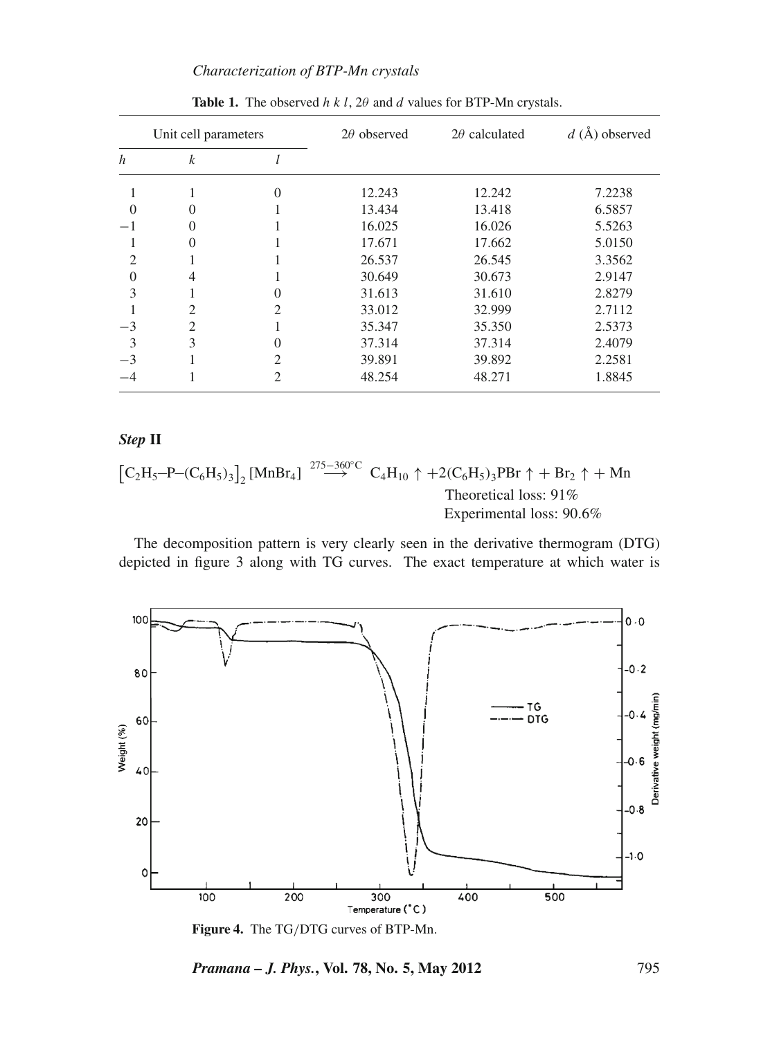**Table 1.** The observed $h\,k\,l$, $2\theta$ and $d$ values for BTP-Mn crystals.

| Unit cell parameters | | | $2\theta$ observed | $2\theta$ calculated | $d$ (Å) observed |
|---|---|---|---|---|---|
| $h$ | $k$ | $l$ | | | |
| 1 | 1 | 0 | 12.243 | 12.242 | 7.2238 |
| 0 | 0 | 1 | 13.434 | 13.418 | 6.5857 |
| −1 | 0 | 1 | 16.025 | 16.026 | 5.5263 |
| 1 | 0 | 1 | 17.671 | 17.662 | 5.0150 |
| 2 | 1 | 1 | 26.537 | 26.545 | 3.3562 |
| 0 | 4 | 1 | 30.649 | 30.673 | 2.9147 |
| 3 | 1 | 0 | 31.613 | 31.610 | 2.8279 |
| 1 | 2 | 2 | 33.012 | 32.999 | 2.7112 |
| −3 | 2 | 1 | 35.347 | 35.350 | 2.5373 |
| 3 | 3 | 0 | 37.314 | 37.314 | 2.4079 |
| −3 | 1 | 2 | 39.891 | 39.892 | 2.2581 |
| −4 | 1 | 2 | 48.254 | 48.271 | 1.8845 |

***Step* II**

$$\left[C_2H_5\text{–}P\text{–}(C_6H_5)_3\right]_2[MnBr_4] \xrightarrow{275-360^{\circ}C} C_4H_{10}\uparrow + 2(C_6H_5)_3PBr\uparrow + Br_2\uparrow + Mn$$

Theoretical loss: 91%
Experimental loss: 90.6%

The decomposition pattern is very clearly seen in the derivative thermogram (DTG) depicted in figure 3 along with TG curves. The exact temperature at which water is

**Figure 4.** The TG/DTG curves of BTP-Mn.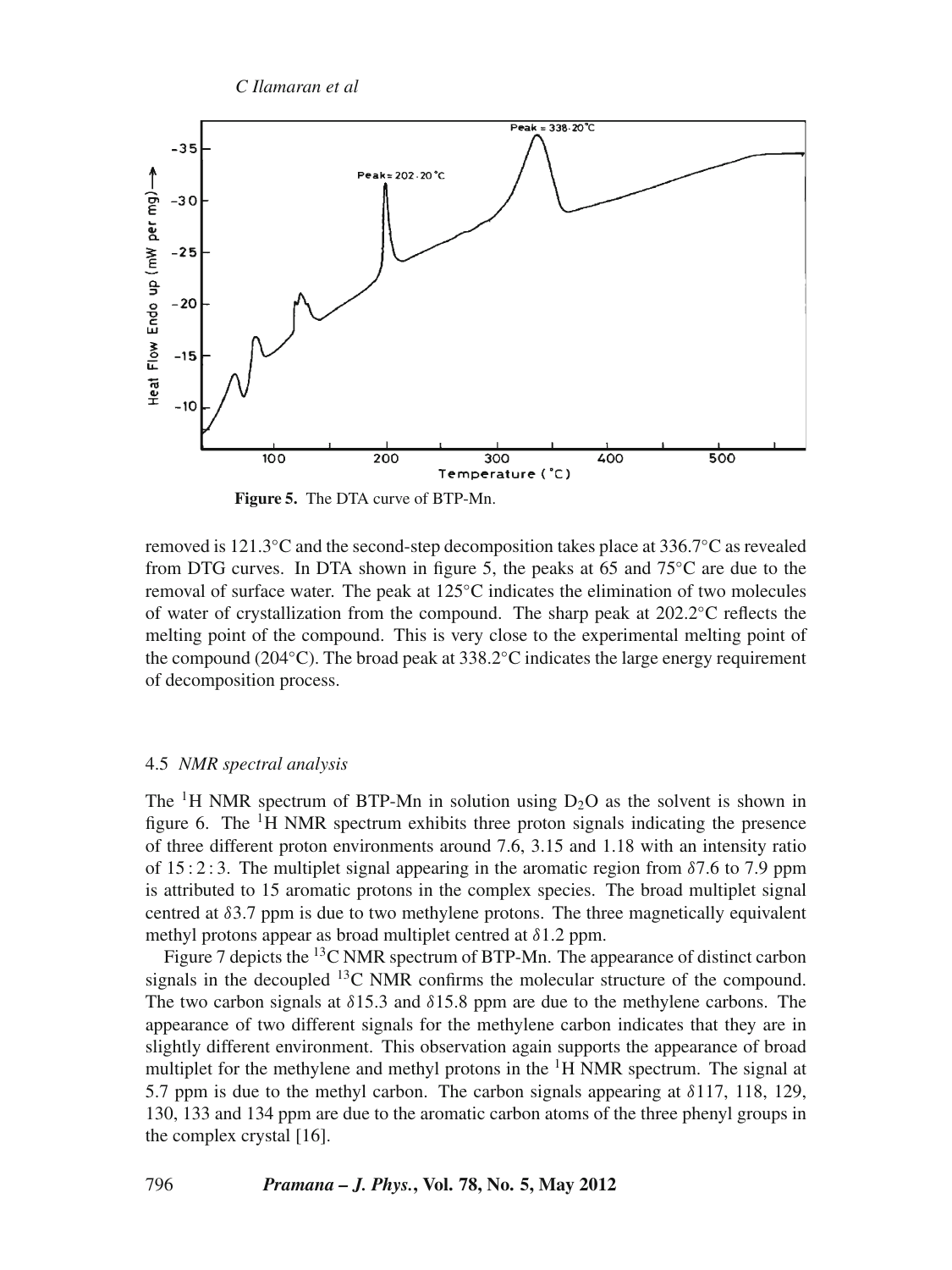Figure 5. The DTA curve of BTP-Mn.

removed is 121.3°C and the second-step decomposition takes place at 336.7°C as revealed from DTG curves. In DTA shown in figure 5, the peaks at 65 and 75°C are due to the removal of surface water. The peak at 125°C indicates the elimination of two molecules of water of crystallization from the compound. The sharp peak at 202.2°C reflects the melting point of the compound. This is very close to the experimental melting point of the compound (204°C). The broad peak at 338.2°C indicates the large energy requirement of decomposition process.

### 4.5 *NMR spectral analysis*

The $^{1}H$ NMR spectrum of BTP-Mn in solution using $D_2O$ as the solvent is shown in figure 6. The $^{1}H$ NMR spectrum exhibits three proton signals indicating the presence of three different proton environments around 7.6, 3.15 and 1.18 with an intensity ratio of 15 : 2 : 3. The multiplet signal appearing in the aromatic region from $\delta$7.6 to 7.9 ppm is attributed to 15 aromatic protons in the complex species. The broad multiplet signal centred at $\delta$3.7 ppm is due to two methylene protons. The three magnetically equivalent methyl protons appear as broad multiplet centred at $\delta$1.2 ppm.

Figure 7 depicts the $^{13}C$ NMR spectrum of BTP-Mn. The appearance of distinct carbon signals in the decoupled $^{13}C$ NMR confirms the molecular structure of the compound. The two carbon signals at $\delta$15.3 and $\delta$15.8 ppm are due to the methylene carbons. The appearance of two different signals for the methylene carbon indicates that they are in slightly different environment. This observation again supports the appearance of broad multiplet for the methylene and methyl protons in the $^{1}H$ NMR spectrum. The signal at 5.7 ppm is due to the methyl carbon. The carbon signals appearing at $\delta$117, 118, 129, 130, 133 and 134 ppm are due to the aromatic carbon atoms of the three phenyl groups in the complex crystal [16].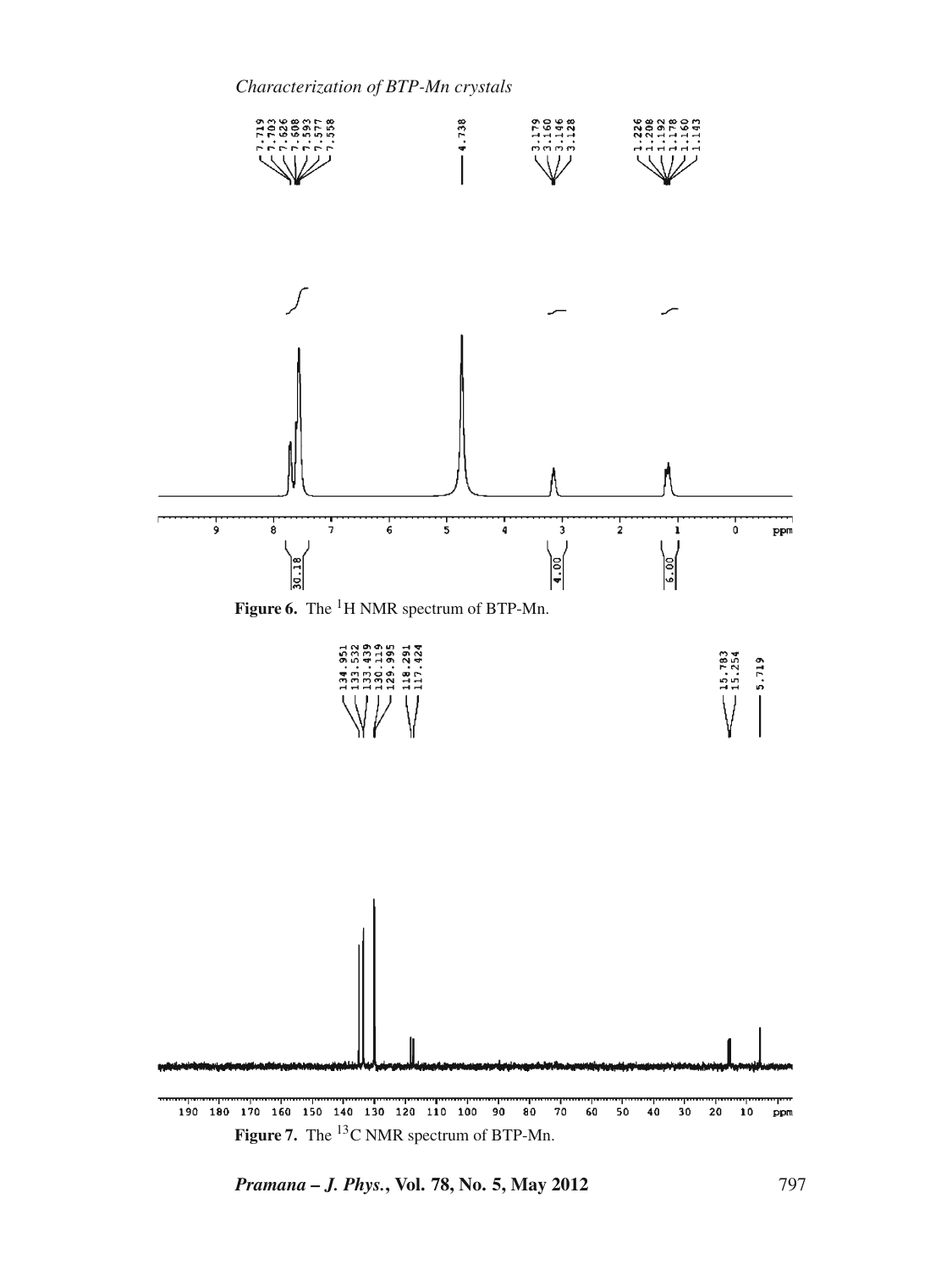Figure 6. The $^{1}H$ NMR spectrum of BTP-Mn.

Figure 7. The $^{13}C$ NMR spectrum of BTP-Mn.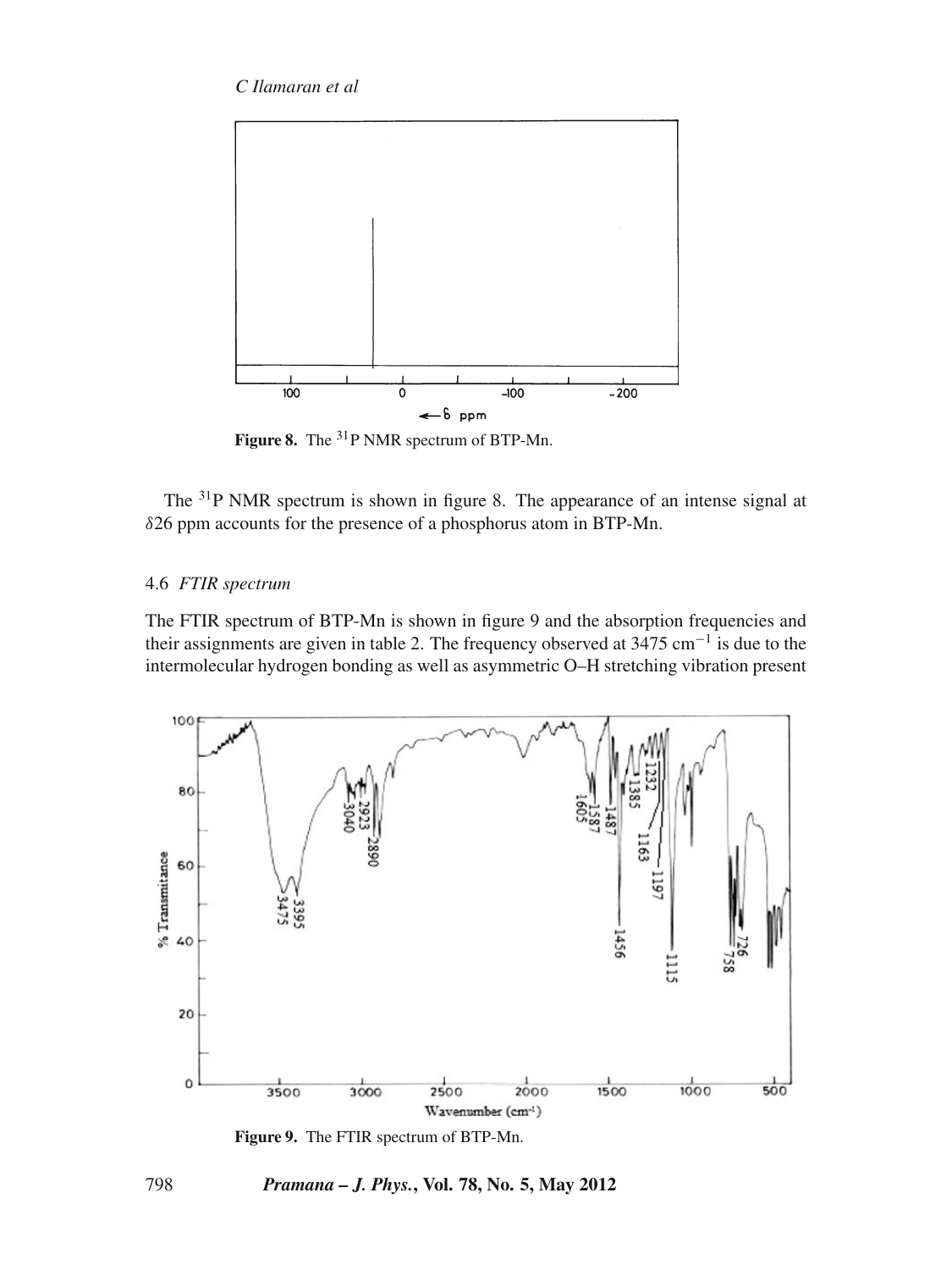**Figure 8.** The $^{31}$P NMR spectrum of BTP-Mn.

The $^{31}$P NMR spectrum is shown in figure 8. The appearance of an intense signal at $\delta$26 ppm accounts for the presence of a phosphorus atom in BTP-Mn.

### 4.6 *FTIR spectrum*

The FTIR spectrum of BTP-Mn is shown in figure 9 and the absorption frequencies and their assignments are given in table 2. The frequency observed at 3475 cm$^{-1}$ is due to the intermolecular hydrogen bonding as well as asymmetric O–H stretching vibration present

**Figure 9.** The FTIR spectrum of BTP-Mn.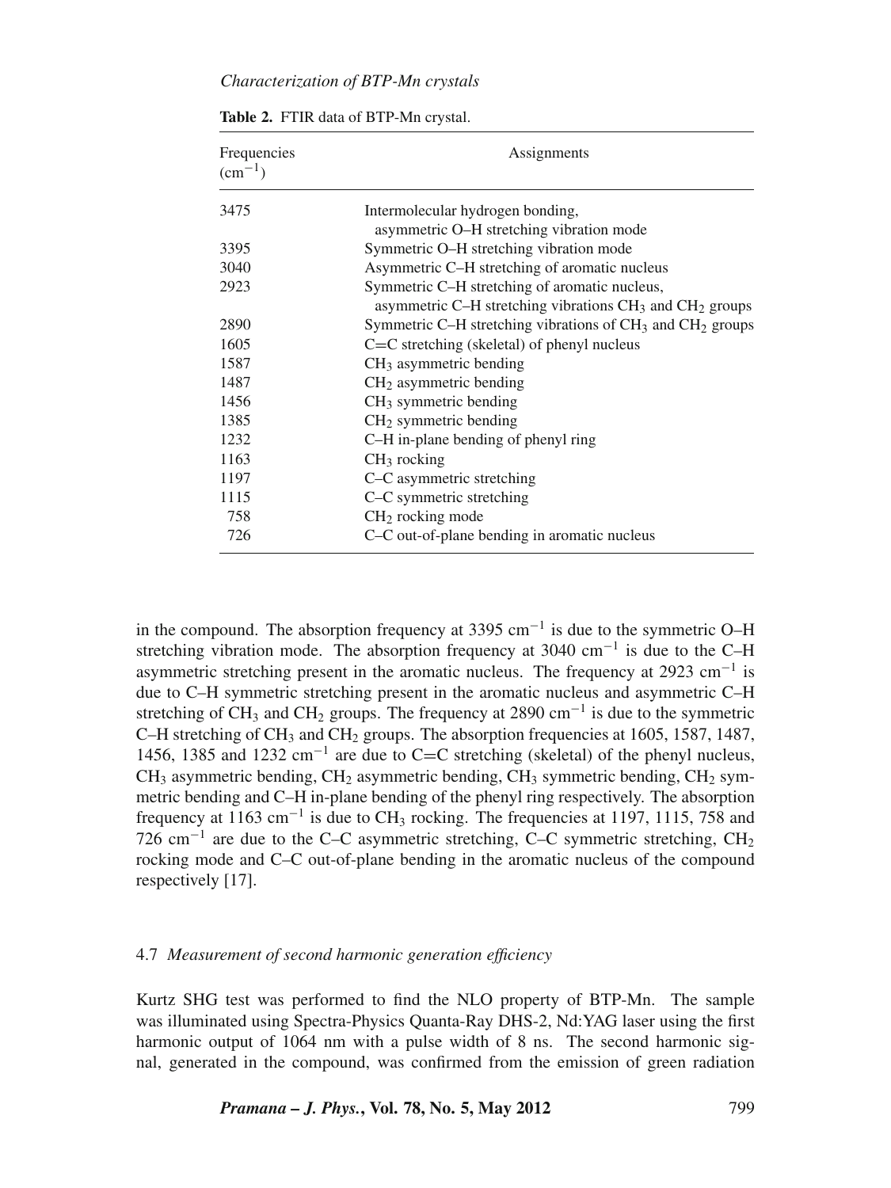**Table 2.** FTIR data of BTP-Mn crystal.

| Frequencies ($cm^{-1}$) | Assignments |
| --- | --- |
| 3475 | Intermolecular hydrogen bonding, asymmetric O–H stretching vibration mode |
| 3395 | Symmetric O–H stretching vibration mode |
| 3040 | Asymmetric C–H stretching of aromatic nucleus |
| 2923 | Symmetric C–H stretching of aromatic nucleus, asymmetric C–H stretching vibrations $CH_3$ and $CH_2$ groups |
| 2890 | Symmetric C–H stretching vibrations of $CH_3$ and $CH_2$ groups |
| 1605 | C=C stretching (skeletal) of phenyl nucleus |
| 1587 | $CH_3$ asymmetric bending |
| 1487 | $CH_2$ asymmetric bending |
| 1456 | $CH_3$ symmetric bending |
| 1385 | $CH_2$ symmetric bending |
| 1232 | C–H in-plane bending of phenyl ring |
| 1163 | $CH_3$ rocking |
| 1197 | C–C asymmetric stretching |
| 1115 | C–C symmetric stretching |
| 758 | $CH_2$ rocking mode |
| 726 | C–C out-of-plane bending in aromatic nucleus |

in the compound. The absorption frequency at 3395 $cm^{-1}$ is due to the symmetric O–H stretching vibration mode. The absorption frequency at 3040 $cm^{-1}$ is due to the C–H asymmetric stretching present in the aromatic nucleus. The frequency at 2923 $cm^{-1}$ is due to C–H symmetric stretching present in the aromatic nucleus and asymmetric C–H stretching of $CH_3$ and $CH_2$ groups. The frequency at 2890 $cm^{-1}$ is due to the symmetric C–H stretching of $CH_3$ and $CH_2$ groups. The absorption frequencies at 1605, 1587, 1487, 1456, 1385 and 1232 $cm^{-1}$ are due to C=C stretching (skeletal) of the phenyl nucleus, $CH_3$ asymmetric bending, $CH_2$ asymmetric bending, $CH_3$ symmetric bending, $CH_2$ symmetric bending and C–H in-plane bending of the phenyl ring respectively. The absorption frequency at 1163 $cm^{-1}$ is due to $CH_3$ rocking. The frequencies at 1197, 1115, 758 and 726 $cm^{-1}$ are due to the C–C asymmetric stretching, C–C symmetric stretching, $CH_2$ rocking mode and C–C out-of-plane bending in the aromatic nucleus of the compound respectively [17].

### 4.7 *Measurement of second harmonic generation efficiency*

Kurtz SHG test was performed to find the NLO property of BTP-Mn. The sample was illuminated using Spectra-Physics Quanta-Ray DHS-2, Nd:YAG laser using the first harmonic output of 1064 nm with a pulse width of 8 ns. The second harmonic signal, generated in the compound, was confirmed from the emission of green radiation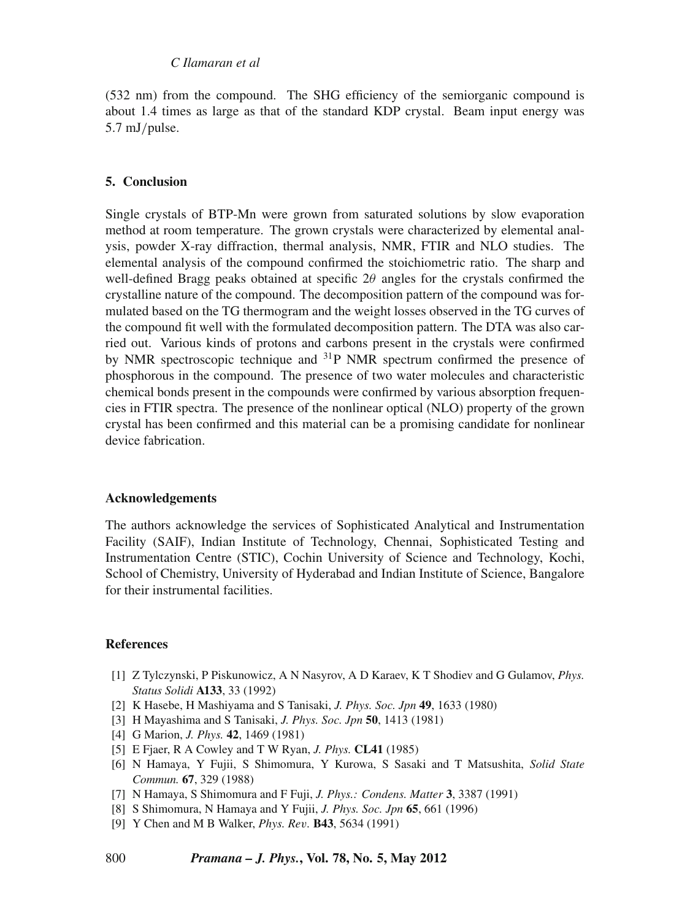(532 nm) from the compound. The SHG efficiency of the semiorganic compound is about 1.4 times as large as that of the standard KDP crystal. Beam input energy was 5.7 mJ/pulse.

## 5. Conclusion

Single crystals of BTP-Mn were grown from saturated solutions by slow evaporation method at room temperature. The grown crystals were characterized by elemental analysis, powder X-ray diffraction, thermal analysis, NMR, FTIR and NLO studies. The elemental analysis of the compound confirmed the stoichiometric ratio. The sharp and well-defined Bragg peaks obtained at specific $2\theta$ angles for the crystals confirmed the crystalline nature of the compound. The decomposition pattern of the compound was formulated based on the TG thermogram and the weight losses observed in the TG curves of the compound fit well with the formulated decomposition pattern. The DTA was also carried out. Various kinds of protons and carbons present in the crystals were confirmed by NMR spectroscopic technique and $^{31}$P NMR spectrum confirmed the presence of phosphorous in the compound. The presence of two water molecules and characteristic chemical bonds present in the compounds were confirmed by various absorption frequencies in FTIR spectra. The presence of the nonlinear optical (NLO) property of the grown crystal has been confirmed and this material can be a promising candidate for nonlinear device fabrication.

## Acknowledgements

The authors acknowledge the services of Sophisticated Analytical and Instrumentation Facility (SAIF), Indian Institute of Technology, Chennai, Sophisticated Testing and Instrumentation Centre (STIC), Cochin University of Science and Technology, Kochi, School of Chemistry, University of Hyderabad and Indian Institute of Science, Bangalore for their instrumental facilities.

## References

[1] Z Tylczynski, P Piskunowicz, A N Nasyrov, A D Karaev, K T Shodiev and G Gulamov, *Phys. Status Solidi* **A133**, 33 (1992)

[2] K Hasebe, H Mashiyama and S Tanisaki, *J. Phys. Soc. Jpn* **49**, 1633 (1980)

[3] H Mayashima and S Tanisaki, *J. Phys. Soc. Jpn* **50**, 1413 (1981)

[4] G Marion, *J. Phys.* **42**, 1469 (1981)

[5] E Fjaer, R A Cowley and T W Ryan, *J. Phys.* **CL41** (1985)

[6] N Hamaya, Y Fujii, S Shimomura, Y Kurowa, S Sasaki and T Matsushita, *Solid State Commun.* **67**, 329 (1988)

[7] N Hamaya, S Shimomura and F Fuji, *J. Phys.: Condens. Matter* **3**, 3387 (1991)

[8] S Shimomura, N Hamaya and Y Fujii, *J. Phys. Soc. Jpn* **65**, 661 (1996)

[9] Y Chen and M B Walker, *Phys. Rev.* **B43**, 5634 (1991)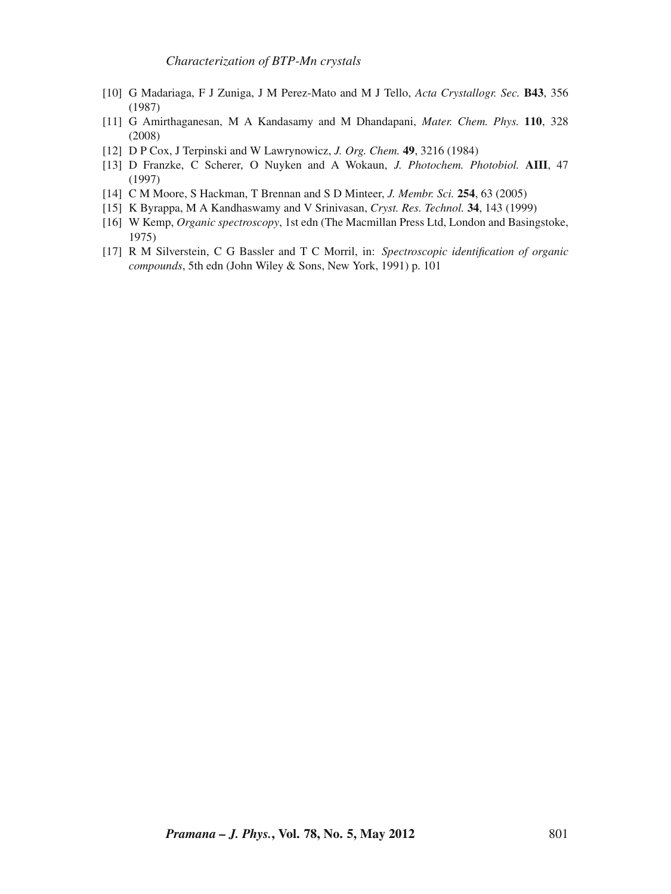[10] G Madariaga, F J Zuniga, J M Perez-Mato and M J Tello, *Acta Crystallogr. Sec.* **B43**, 356 (1987)

[11] G Amirthaganesan, M A Kandasamy and M Dhandapani, *Mater. Chem. Phys.* **110**, 328 (2008)

[12] D P Cox, J Terpinski and W Lawrynowicz, *J. Org. Chem.* **49**, 3216 (1984)

[13] D Franzke, C Scherer, O Nuyken and A Wokaun, *J. Photochem. Photobiol.* **AIII**, 47 (1997)

[14] C M Moore, S Hackman, T Brennan and S D Minteer, *J. Membr. Sci.* **254**, 63 (2005)

[15] K Byrappa, M A Kandhaswamy and V Srinivasan, *Cryst. Res. Technol.* **34**, 143 (1999)

[16] W Kemp, *Organic spectroscopy*, 1st edn (The Macmillan Press Ltd, London and Basingstoke, 1975)

[17] R M Silverstein, C G Bassler and T C Morril, in: *Spectroscopic identification of organic compounds*, 5th edn (John Wiley & Sons, New York, 1991) p. 101